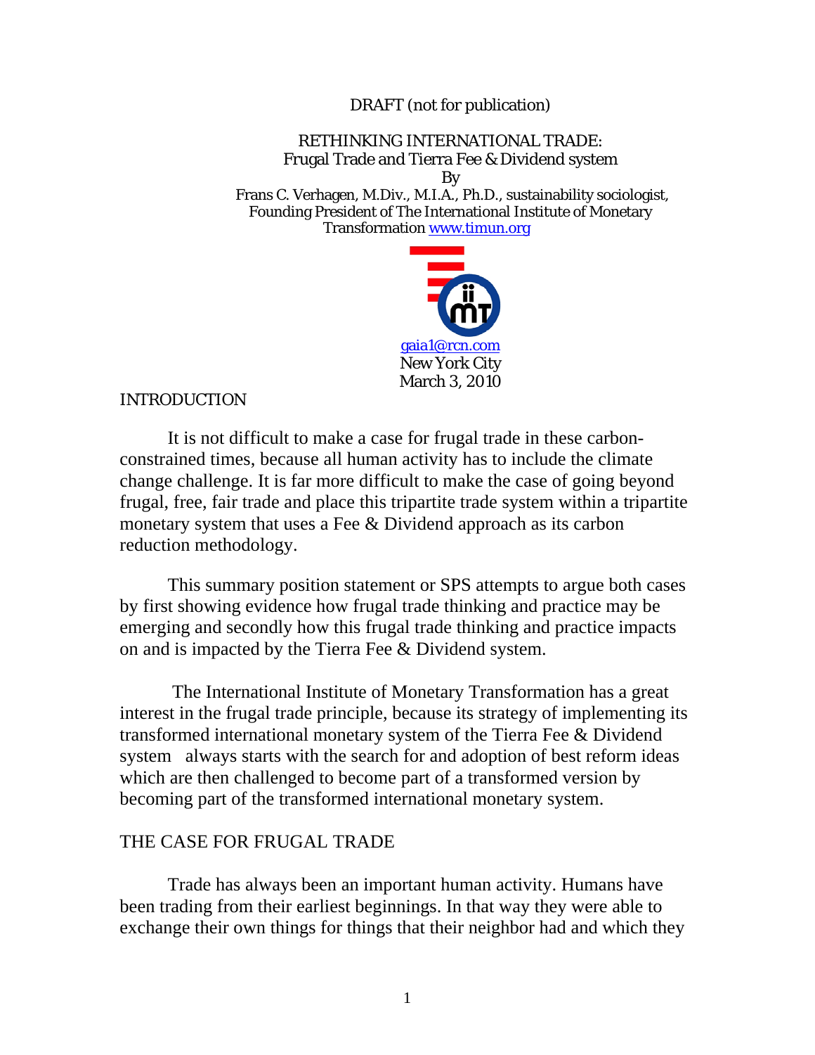DRAFT (not for publication)

# RETHINKING INTERNATIONAL TRADE: Frugal Trade and Tierra Fee & Dividend system

By

Frans C. Verhagen, M.Div., M.I.A., Ph.D., sustainability sociologist, Founding President of The International Institute of Monetary Transformation www.timun.org

gaia1@rcn.com
New York City
March 3, 2010

## INTRODUCTION

It is not difficult to make a case for frugal trade in these carbon-constrained times, because all human activity has to include the climate change challenge. It is far more difficult to make the case of going beyond frugal, free, fair trade and place this tripartite trade system within a tripartite monetary system that uses a Fee & Dividend approach as its carbon reduction methodology.

This summary position statement or SPS attempts to argue both cases by first showing evidence how frugal trade thinking and practice may be emerging and secondly how this frugal trade thinking and practice impacts on and is impacted by the Tierra Fee & Dividend system.

The International Institute of Monetary Transformation has a great interest in the frugal trade principle, because its strategy of implementing its transformed international monetary system of the Tierra Fee & Dividend system always starts with the search for and adoption of best reform ideas which are then challenged to become part of a transformed version by becoming part of the transformed international monetary system.

## THE CASE FOR FRUGAL TRADE

Trade has always been an important human activity. Humans have been trading from their earliest beginnings. In that way they were able to exchange their own things for things that their neighbor had and which they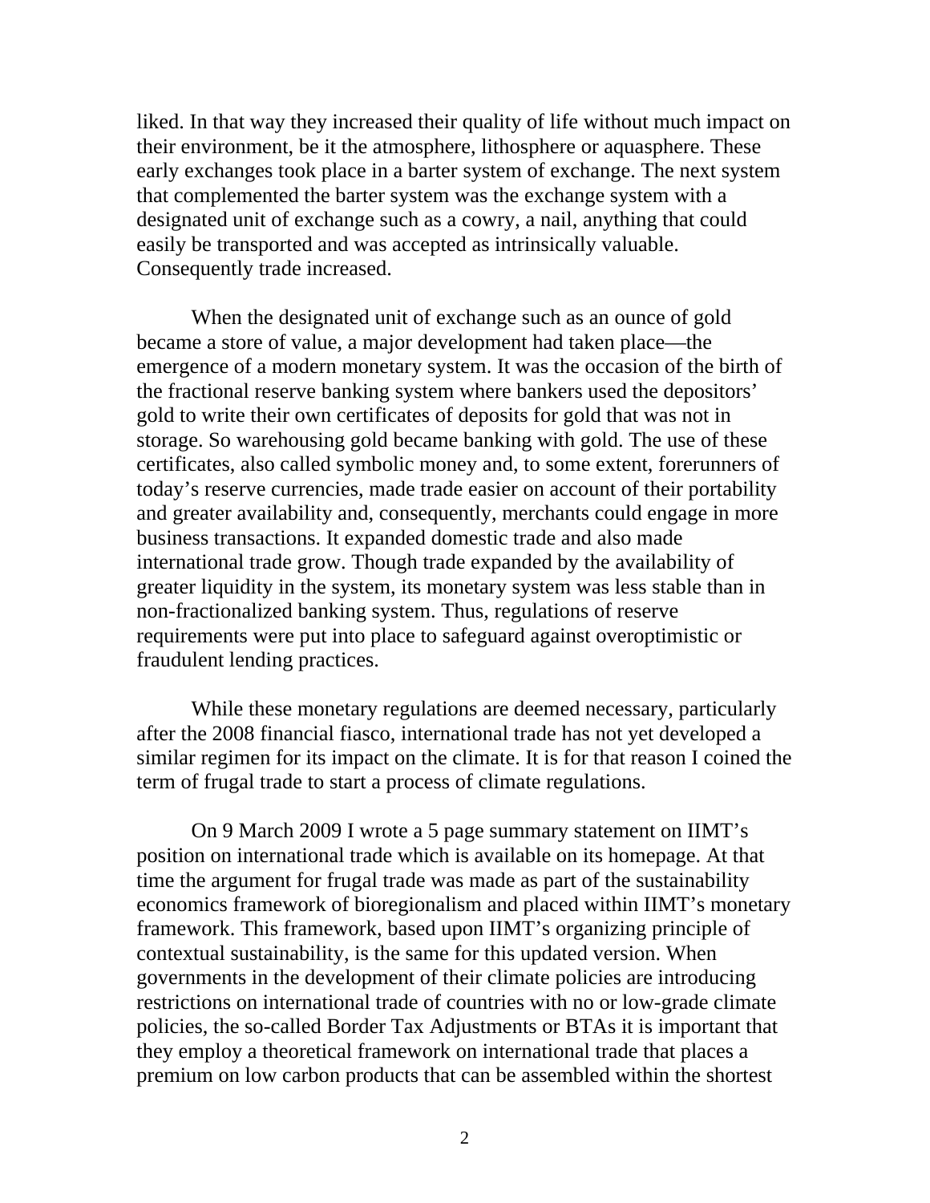liked. In that way they increased their quality of life without much impact on their environment, be it the atmosphere, lithosphere or aquasphere. These early exchanges took place in a barter system of exchange. The next system that complemented the barter system was the exchange system with a designated unit of exchange such as a cowry, a nail, anything that could easily be transported and was accepted as intrinsically valuable. Consequently trade increased.

When the designated unit of exchange such as an ounce of gold became a store of value, a major development had taken place—the emergence of a modern monetary system. It was the occasion of the birth of the fractional reserve banking system where bankers used the depositors' gold to write their own certificates of deposits for gold that was not in storage. So warehousing gold became banking with gold. The use of these certificates, also called symbolic money and, to some extent, forerunners of today's reserve currencies, made trade easier on account of their portability and greater availability and, consequently, merchants could engage in more business transactions. It expanded domestic trade and also made international trade grow. Though trade expanded by the availability of greater liquidity in the system, its monetary system was less stable than in non-fractionalized banking system. Thus, regulations of reserve requirements were put into place to safeguard against overoptimistic or fraudulent lending practices.

While these monetary regulations are deemed necessary, particularly after the 2008 financial fiasco, international trade has not yet developed a similar regimen for its impact on the climate. It is for that reason I coined the term of frugal trade to start a process of climate regulations.

On 9 March 2009 I wrote a 5 page summary statement on IIMT's position on international trade which is available on its homepage. At that time the argument for frugal trade was made as part of the sustainability economics framework of bioregionalism and placed within IIMT's monetary framework. This framework, based upon IIMT's organizing principle of contextual sustainability, is the same for this updated version. When governments in the development of their climate policies are introducing restrictions on international trade of countries with no or low-grade climate policies, the so-called Border Tax Adjustments or BTAs it is important that they employ a theoretical framework on international trade that places a premium on low carbon products that can be assembled within the shortest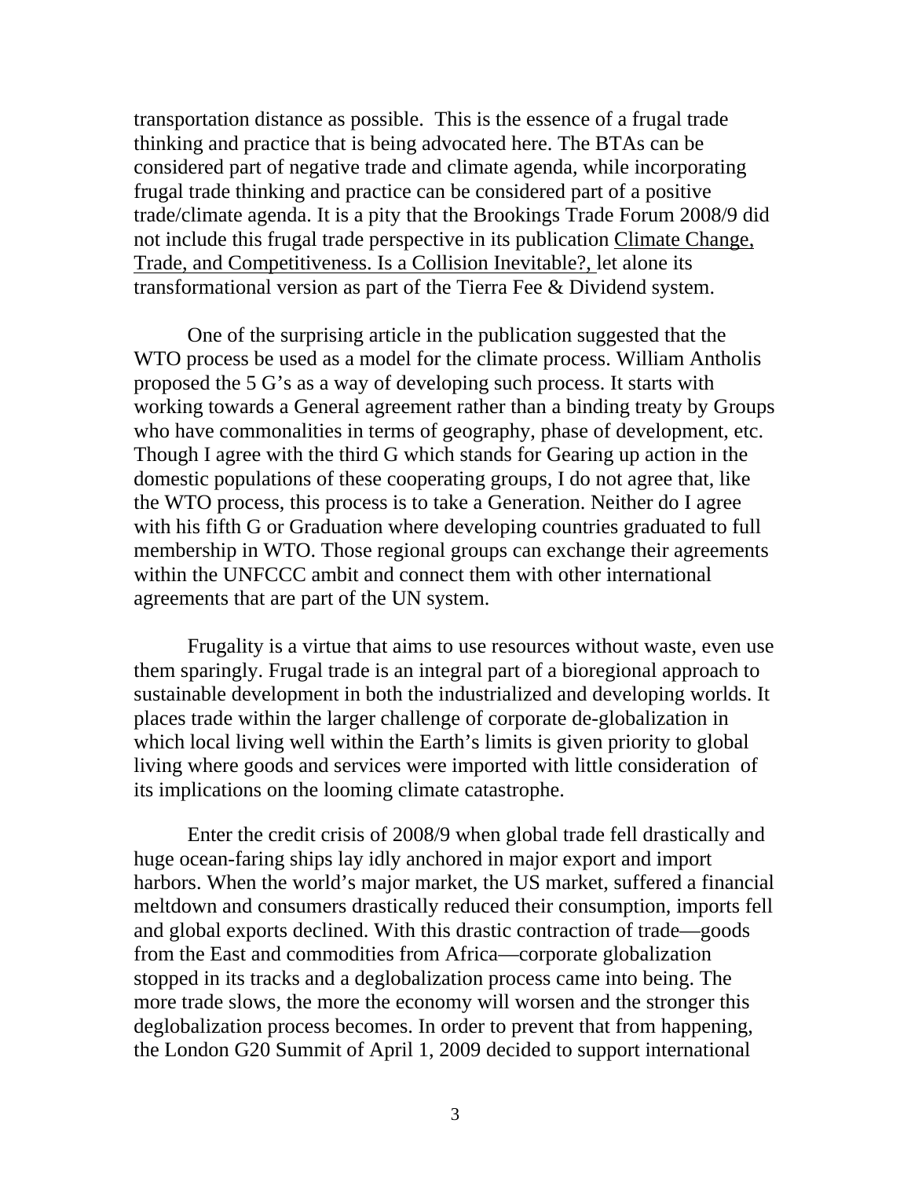transportation distance as possible. This is the essence of a frugal trade thinking and practice that is being advocated here. The BTAs can be considered part of negative trade and climate agenda, while incorporating frugal trade thinking and practice can be considered part of a positive trade/climate agenda. It is a pity that the Brookings Trade Forum 2008/9 did not include this frugal trade perspective in its publication Climate Change, Trade, and Competitiveness. Is a Collision Inevitable?, let alone its transformational version as part of the Tierra Fee & Dividend system.

One of the surprising article in the publication suggested that the WTO process be used as a model for the climate process. William Antholis proposed the 5 G's as a way of developing such process. It starts with working towards a General agreement rather than a binding treaty by Groups who have commonalities in terms of geography, phase of development, etc. Though I agree with the third G which stands for Gearing up action in the domestic populations of these cooperating groups, I do not agree that, like the WTO process, this process is to take a Generation. Neither do I agree with his fifth G or Graduation where developing countries graduated to full membership in WTO. Those regional groups can exchange their agreements within the UNFCCC ambit and connect them with other international agreements that are part of the UN system.

Frugality is a virtue that aims to use resources without waste, even use them sparingly. Frugal trade is an integral part of a bioregional approach to sustainable development in both the industrialized and developing worlds. It places trade within the larger challenge of corporate de-globalization in which local living well within the Earth's limits is given priority to global living where goods and services were imported with little consideration of its implications on the looming climate catastrophe.

Enter the credit crisis of 2008/9 when global trade fell drastically and huge ocean-faring ships lay idly anchored in major export and import harbors. When the world's major market, the US market, suffered a financial meltdown and consumers drastically reduced their consumption, imports fell and global exports declined. With this drastic contraction of trade—goods from the East and commodities from Africa—corporate globalization stopped in its tracks and a deglobalization process came into being. The more trade slows, the more the economy will worsen and the stronger this deglobalization process becomes. In order to prevent that from happening, the London G20 Summit of April 1, 2009 decided to support international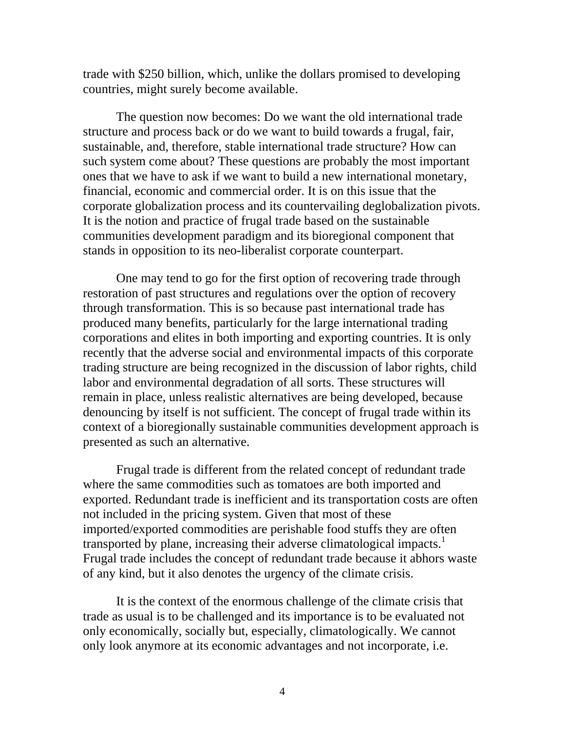trade with $250 billion, which, unlike the dollars promised to developing countries, might surely become available.

The question now becomes: Do we want the old international trade structure and process back or do we want to build towards a frugal, fair, sustainable, and, therefore, stable international trade structure? How can such system come about? These questions are probably the most important ones that we have to ask if we want to build a new international monetary, financial, economic and commercial order. It is on this issue that the corporate globalization process and its countervailing deglobalization pivots. It is the notion and practice of frugal trade based on the sustainable communities development paradigm and its bioregional component that stands in opposition to its neo-liberalist corporate counterpart.

One may tend to go for the first option of recovering trade through restoration of past structures and regulations over the option of recovery through transformation. This is so because past international trade has produced many benefits, particularly for the large international trading corporations and elites in both importing and exporting countries. It is only recently that the adverse social and environmental impacts of this corporate trading structure are being recognized in the discussion of labor rights, child labor and environmental degradation of all sorts. These structures will remain in place, unless realistic alternatives are being developed, because denouncing by itself is not sufficient. The concept of frugal trade within its context of a bioregionally sustainable communities development approach is presented as such an alternative.

Frugal trade is different from the related concept of redundant trade where the same commodities such as tomatoes are both imported and exported. Redundant trade is inefficient and its transportation costs are often not included in the pricing system. Given that most of these imported/exported commodities are perishable food stuffs they are often transported by plane, increasing their adverse climatological impacts.[1] Frugal trade includes the concept of redundant trade because it abhors waste of any kind, but it also denotes the urgency of the climate crisis.

It is the context of the enormous challenge of the climate crisis that trade as usual is to be challenged and its importance is to be evaluated not only economically, socially but, especially, climatologically. We cannot only look anymore at its economic advantages and not incorporate, i.e.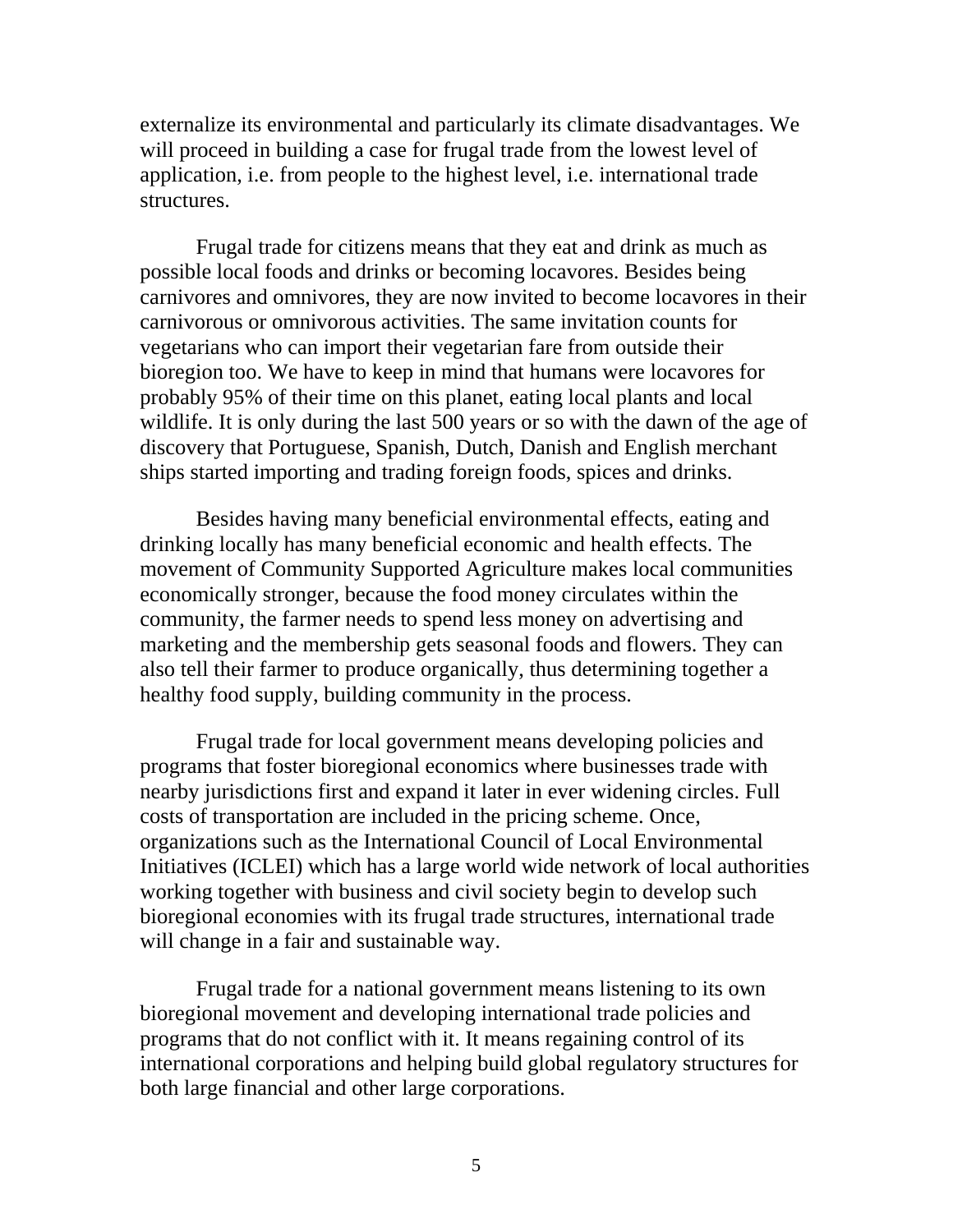externalize its environmental and particularly its climate disadvantages. We will proceed in building a case for frugal trade from the lowest level of application, i.e. from people to the highest level, i.e. international trade structures.

Frugal trade for citizens means that they eat and drink as much as possible local foods and drinks or becoming locavores. Besides being carnivores and omnivores, they are now invited to become locavores in their carnivorous or omnivorous activities. The same invitation counts for vegetarians who can import their vegetarian fare from outside their bioregion too. We have to keep in mind that humans were locavores for probably 95% of their time on this planet, eating local plants and local wildlife. It is only during the last 500 years or so with the dawn of the age of discovery that Portuguese, Spanish, Dutch, Danish and English merchant ships started importing and trading foreign foods, spices and drinks.

Besides having many beneficial environmental effects, eating and drinking locally has many beneficial economic and health effects. The movement of Community Supported Agriculture makes local communities economically stronger, because the food money circulates within the community, the farmer needs to spend less money on advertising and marketing and the membership gets seasonal foods and flowers. They can also tell their farmer to produce organically, thus determining together a healthy food supply, building community in the process.

Frugal trade for local government means developing policies and programs that foster bioregional economics where businesses trade with nearby jurisdictions first and expand it later in ever widening circles. Full costs of transportation are included in the pricing scheme. Once, organizations such as the International Council of Local Environmental Initiatives (ICLEI) which has a large world wide network of local authorities working together with business and civil society begin to develop such bioregional economies with its frugal trade structures, international trade will change in a fair and sustainable way.

Frugal trade for a national government means listening to its own bioregional movement and developing international trade policies and programs that do not conflict with it. It means regaining control of its international corporations and helping build global regulatory structures for both large financial and other large corporations.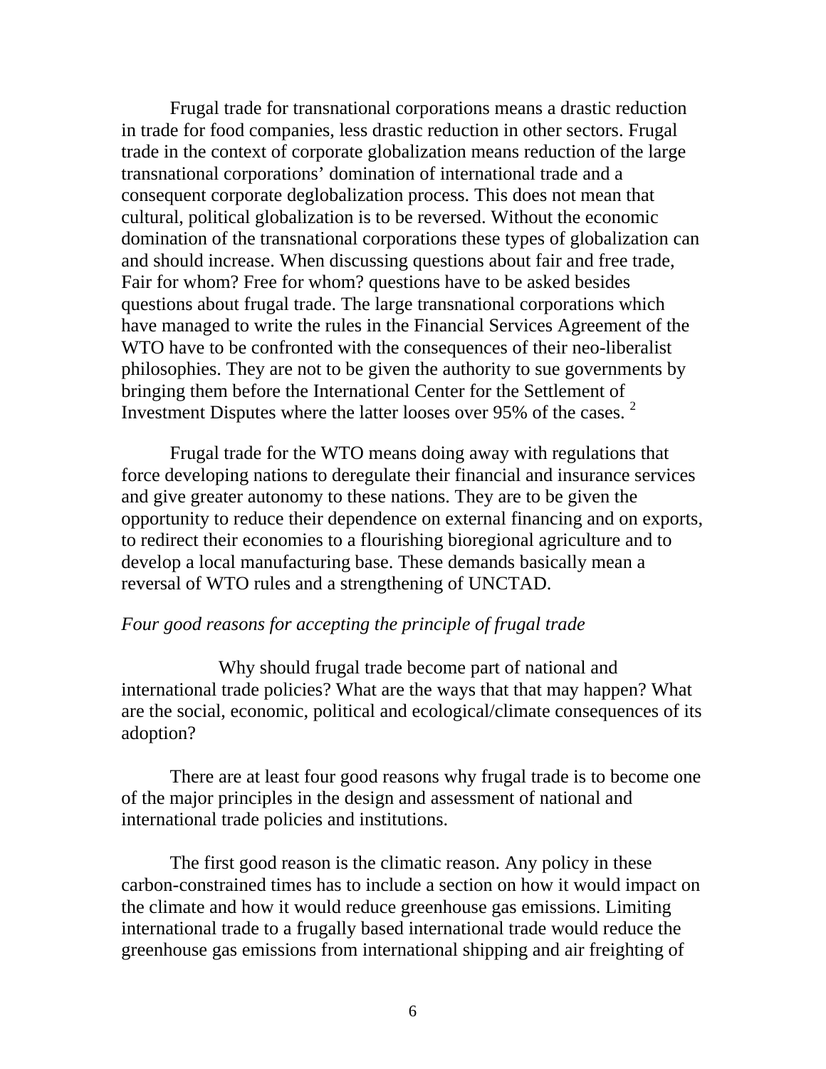Frugal trade for transnational corporations means a drastic reduction in trade for food companies, less drastic reduction in other sectors. Frugal trade in the context of corporate globalization means reduction of the large transnational corporations' domination of international trade and a consequent corporate deglobalization process. This does not mean that cultural, political globalization is to be reversed. Without the economic domination of the transnational corporations these types of globalization can and should increase. When discussing questions about fair and free trade, Fair for whom? Free for whom? questions have to be asked besides questions about frugal trade. The large transnational corporations which have managed to write the rules in the Financial Services Agreement of the WTO have to be confronted with the consequences of their neo-liberalist philosophies. They are not to be given the authority to sue governments by bringing them before the International Center for the Settlement of Investment Disputes where the latter looses over 95% of the cases. [2]

Frugal trade for the WTO means doing away with regulations that force developing nations to deregulate their financial and insurance services and give greater autonomy to these nations. They are to be given the opportunity to reduce their dependence on external financing and on exports, to redirect their economies to a flourishing bioregional agriculture and to develop a local manufacturing base. These demands basically mean a reversal of WTO rules and a strengthening of UNCTAD.

*Four good reasons for accepting the principle of frugal trade*

Why should frugal trade become part of national and international trade policies? What are the ways that that may happen? What are the social, economic, political and ecological/climate consequences of its adoption?

There are at least four good reasons why frugal trade is to become one of the major principles in the design and assessment of national and international trade policies and institutions.

The first good reason is the climatic reason. Any policy in these carbon-constrained times has to include a section on how it would impact on the climate and how it would reduce greenhouse gas emissions. Limiting international trade to a frugally based international trade would reduce the greenhouse gas emissions from international shipping and air freighting of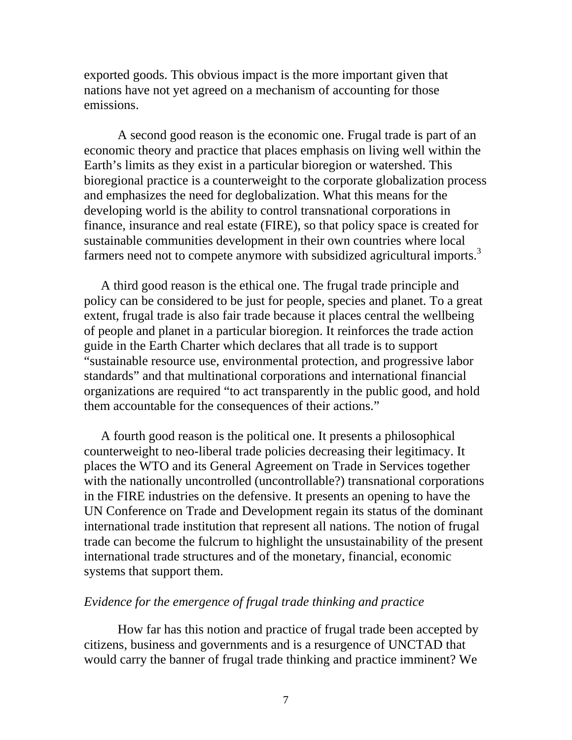exported goods. This obvious impact is the more important given that nations have not yet agreed on a mechanism of accounting for those emissions.

A second good reason is the economic one. Frugal trade is part of an economic theory and practice that places emphasis on living well within the Earth's limits as they exist in a particular bioregion or watershed. This bioregional practice is a counterweight to the corporate globalization process and emphasizes the need for deglobalization. What this means for the developing world is the ability to control transnational corporations in finance, insurance and real estate (FIRE), so that policy space is created for sustainable communities development in their own countries where local farmers need not to compete anymore with subsidized agricultural imports.[3]

A third good reason is the ethical one. The frugal trade principle and policy can be considered to be just for people, species and planet. To a great extent, frugal trade is also fair trade because it places central the wellbeing of people and planet in a particular bioregion. It reinforces the trade action guide in the Earth Charter which declares that all trade is to support "sustainable resource use, environmental protection, and progressive labor standards" and that multinational corporations and international financial organizations are required "to act transparently in the public good, and hold them accountable for the consequences of their actions."

A fourth good reason is the political one. It presents a philosophical counterweight to neo-liberal trade policies decreasing their legitimacy. It places the WTO and its General Agreement on Trade in Services together with the nationally uncontrolled (uncontrollable?) transnational corporations in the FIRE industries on the defensive. It presents an opening to have the UN Conference on Trade and Development regain its status of the dominant international trade institution that represent all nations. The notion of frugal trade can become the fulcrum to highlight the unsustainability of the present international trade structures and of the monetary, financial, economic systems that support them.

*Evidence for the emergence of frugal trade thinking and practice*

How far has this notion and practice of frugal trade been accepted by citizens, business and governments and is a resurgence of UNCTAD that would carry the banner of frugal trade thinking and practice imminent? We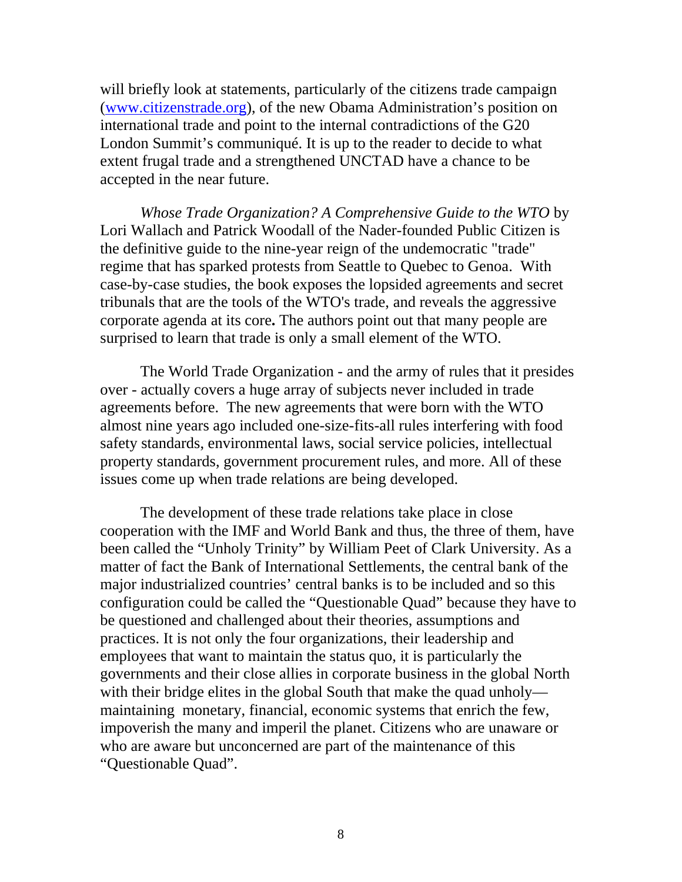will briefly look at statements, particularly of the citizens trade campaign ([www.citizenstrade.org](http://www.citizenstrade.org)), of the new Obama Administration's position on international trade and point to the internal contradictions of the G20 London Summit's communiqué. It is up to the reader to decide to what extent frugal trade and a strengthened UNCTAD have a chance to be accepted in the near future.

*Whose Trade Organization? A Comprehensive Guide to the WTO* by Lori Wallach and Patrick Woodall of the Nader-founded Public Citizen is the definitive guide to the nine-year reign of the undemocratic "trade" regime that has sparked protests from Seattle to Quebec to Genoa. With case-by-case studies, the book exposes the lopsided agreements and secret tribunals that are the tools of the WTO's trade, and reveals the aggressive corporate agenda at its core**.** The authors point out that many people are surprised to learn that trade is only a small element of the WTO.

The World Trade Organization - and the army of rules that it presides over - actually covers a huge array of subjects never included in trade agreements before. The new agreements that were born with the WTO almost nine years ago included one-size-fits-all rules interfering with food safety standards, environmental laws, social service policies, intellectual property standards, government procurement rules, and more. All of these issues come up when trade relations are being developed.

The development of these trade relations take place in close cooperation with the IMF and World Bank and thus, the three of them, have been called the "Unholy Trinity" by William Peet of Clark University. As a matter of fact the Bank of International Settlements, the central bank of the major industrialized countries' central banks is to be included and so this configuration could be called the "Questionable Quad" because they have to be questioned and challenged about their theories, assumptions and practices. It is not only the four organizations, their leadership and employees that want to maintain the status quo, it is particularly the governments and their close allies in corporate business in the global North with their bridge elites in the global South that make the quad unholy—maintaining monetary, financial, economic systems that enrich the few, impoverish the many and imperil the planet. Citizens who are unaware or who are aware but unconcerned are part of the maintenance of this "Questionable Quad".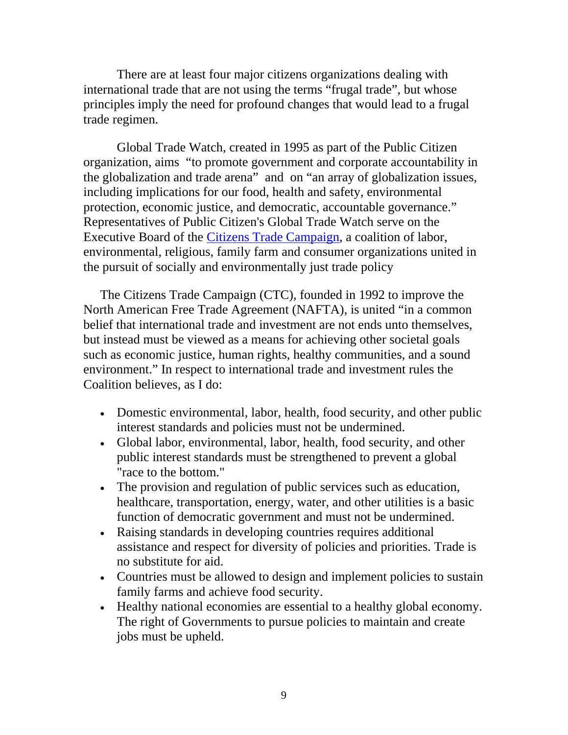There are at least four major citizens organizations dealing with international trade that are not using the terms “frugal trade”, but whose principles imply the need for profound changes that would lead to a frugal trade regimen.

Global Trade Watch, created in 1995 as part of the Public Citizen organization, aims “to promote government and corporate accountability in the globalization and trade arena” and on “an array of globalization issues, including implications for our food, health and safety, environmental protection, economic justice, and democratic, accountable governance.” Representatives of Public Citizen's Global Trade Watch serve on the Executive Board of the Citizens Trade Campaign, a coalition of labor, environmental, religious, family farm and consumer organizations united in the pursuit of socially and environmentally just trade policy

The Citizens Trade Campaign (CTC), founded in 1992 to improve the North American Free Trade Agreement (NAFTA), is united “in a common belief that international trade and investment are not ends unto themselves, but instead must be viewed as a means for achieving other societal goals such as economic justice, human rights, healthy communities, and a sound environment.” In respect to international trade and investment rules the Coalition believes, as I do:

- Domestic environmental, labor, health, food security, and other public interest standards and policies must not be undermined.
- Global labor, environmental, labor, health, food security, and other public interest standards must be strengthened to prevent a global "race to the bottom."
- The provision and regulation of public services such as education, healthcare, transportation, energy, water, and other utilities is a basic function of democratic government and must not be undermined.
- Raising standards in developing countries requires additional assistance and respect for diversity of policies and priorities. Trade is no substitute for aid.
- Countries must be allowed to design and implement policies to sustain family farms and achieve food security.
- Healthy national economies are essential to a healthy global economy. The right of Governments to pursue policies to maintain and create jobs must be upheld.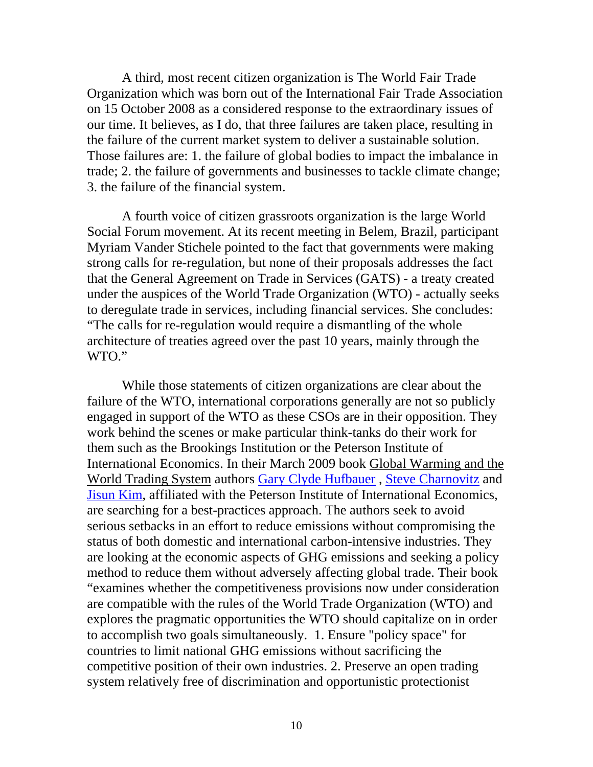A third, most recent citizen organization is The World Fair Trade Organization which was born out of the International Fair Trade Association on 15 October 2008 as a considered response to the extraordinary issues of our time. It believes, as I do, that three failures are taken place, resulting in the failure of the current market system to deliver a sustainable solution. Those failures are: 1. the failure of global bodies to impact the imbalance in trade; 2. the failure of governments and businesses to tackle climate change; 3. the failure of the financial system.

A fourth voice of citizen grassroots organization is the large World Social Forum movement. At its recent meeting in Belem, Brazil, participant Myriam Vander Stichele pointed to the fact that governments were making strong calls for re-regulation, but none of their proposals addresses the fact that the General Agreement on Trade in Services (GATS) - a treaty created under the auspices of the World Trade Organization (WTO) - actually seeks to deregulate trade in services, including financial services. She concludes: "The calls for re-regulation would require a dismantling of the whole architecture of treaties agreed over the past 10 years, mainly through the WTO."

While those statements of citizen organizations are clear about the failure of the WTO, international corporations generally are not so publicly engaged in support of the WTO as these CSOs are in their opposition. They work behind the scenes or make particular think-tanks do their work for them such as the Brookings Institution or the Peterson Institute of International Economics. In their March 2009 book Global Warming and the World Trading System authors Gary Clyde Hufbauer , Steve Charnovitz and Jisun Kim, affiliated with the Peterson Institute of International Economics, are searching for a best-practices approach. The authors seek to avoid serious setbacks in an effort to reduce emissions without compromising the status of both domestic and international carbon-intensive industries. They are looking at the economic aspects of GHG emissions and seeking a policy method to reduce them without adversely affecting global trade. Their book "examines whether the competitiveness provisions now under consideration are compatible with the rules of the World Trade Organization (WTO) and explores the pragmatic opportunities the WTO should capitalize on in order to accomplish two goals simultaneously. 1. Ensure "policy space" for countries to limit national GHG emissions without sacrificing the competitive position of their own industries. 2. Preserve an open trading system relatively free of discrimination and opportunistic protectionist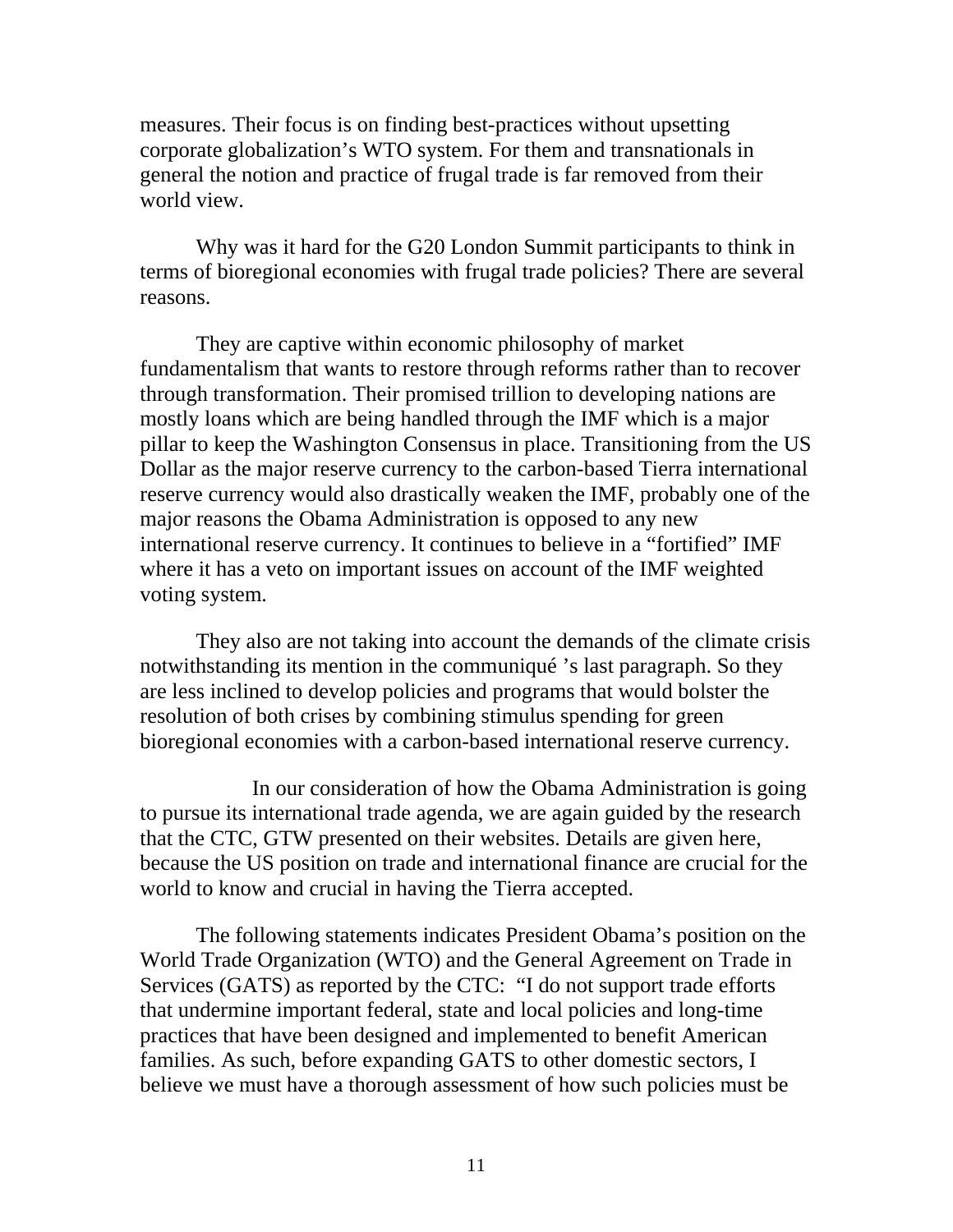measures. Their focus is on finding best-practices without upsetting corporate globalization's WTO system. For them and transnationals in general the notion and practice of frugal trade is far removed from their world view.

Why was it hard for the G20 London Summit participants to think in terms of bioregional economies with frugal trade policies? There are several reasons.

They are captive within economic philosophy of market fundamentalism that wants to restore through reforms rather than to recover through transformation. Their promised trillion to developing nations are mostly loans which are being handled through the IMF which is a major pillar to keep the Washington Consensus in place. Transitioning from the US Dollar as the major reserve currency to the carbon-based Tierra international reserve currency would also drastically weaken the IMF, probably one of the major reasons the Obama Administration is opposed to any new international reserve currency. It continues to believe in a "fortified" IMF where it has a veto on important issues on account of the IMF weighted voting system.

They also are not taking into account the demands of the climate crisis notwithstanding its mention in the communiqué 's last paragraph. So they are less inclined to develop policies and programs that would bolster the resolution of both crises by combining stimulus spending for green bioregional economies with a carbon-based international reserve currency.

In our consideration of how the Obama Administration is going to pursue its international trade agenda, we are again guided by the research that the CTC, GTW presented on their websites. Details are given here, because the US position on trade and international finance are crucial for the world to know and crucial in having the Tierra accepted.

The following statements indicates President Obama's position on the World Trade Organization (WTO) and the General Agreement on Trade in Services (GATS) as reported by the CTC: "I do not support trade efforts that undermine important federal, state and local policies and long-time practices that have been designed and implemented to benefit American families. As such, before expanding GATS to other domestic sectors, I believe we must have a thorough assessment of how such policies must be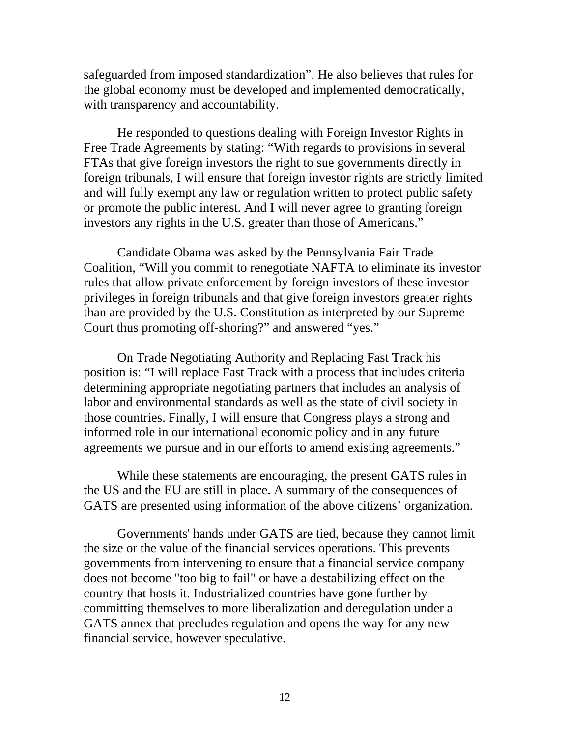safeguarded from imposed standardization". He also believes that rules for the global economy must be developed and implemented democratically, with transparency and accountability.

He responded to questions dealing with Foreign Investor Rights in Free Trade Agreements by stating: "With regards to provisions in several FTAs that give foreign investors the right to sue governments directly in foreign tribunals, I will ensure that foreign investor rights are strictly limited and will fully exempt any law or regulation written to protect public safety or promote the public interest. And I will never agree to granting foreign investors any rights in the U.S. greater than those of Americans."

Candidate Obama was asked by the Pennsylvania Fair Trade Coalition, "Will you commit to renegotiate NAFTA to eliminate its investor rules that allow private enforcement by foreign investors of these investor privileges in foreign tribunals and that give foreign investors greater rights than are provided by the U.S. Constitution as interpreted by our Supreme Court thus promoting off-shoring?" and answered "yes."

On Trade Negotiating Authority and Replacing Fast Track his position is: "I will replace Fast Track with a process that includes criteria determining appropriate negotiating partners that includes an analysis of labor and environmental standards as well as the state of civil society in those countries. Finally, I will ensure that Congress plays a strong and informed role in our international economic policy and in any future agreements we pursue and in our efforts to amend existing agreements."

While these statements are encouraging, the present GATS rules in the US and the EU are still in place. A summary of the consequences of GATS are presented using information of the above citizens' organization.

Governments' hands under GATS are tied, because they cannot limit the size or the value of the financial services operations. This prevents governments from intervening to ensure that a financial service company does not become "too big to fail" or have a destabilizing effect on the country that hosts it. Industrialized countries have gone further by committing themselves to more liberalization and deregulation under a GATS annex that precludes regulation and opens the way for any new financial service, however speculative.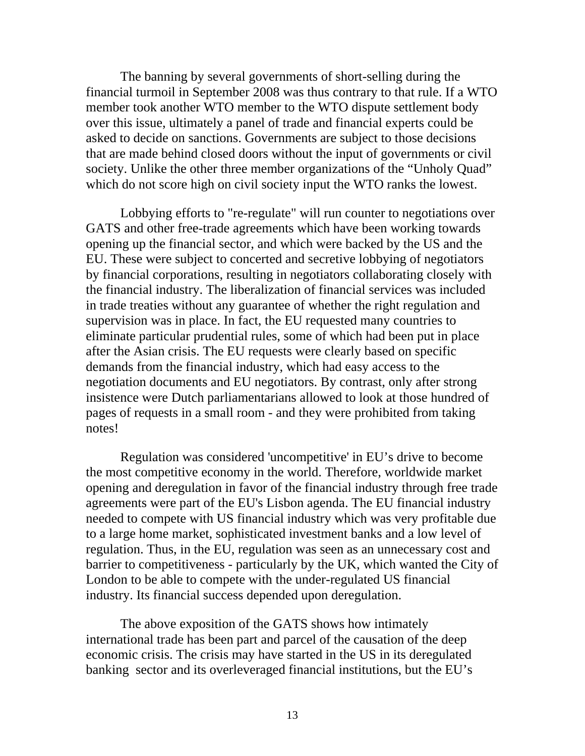The banning by several governments of short-selling during the financial turmoil in September 2008 was thus contrary to that rule. If a WTO member took another WTO member to the WTO dispute settlement body over this issue, ultimately a panel of trade and financial experts could be asked to decide on sanctions. Governments are subject to those decisions that are made behind closed doors without the input of governments or civil society. Unlike the other three member organizations of the “Unholy Quad” which do not score high on civil society input the WTO ranks the lowest.

Lobbying efforts to "re-regulate" will run counter to negotiations over GATS and other free-trade agreements which have been working towards opening up the financial sector, and which were backed by the US and the EU. These were subject to concerted and secretive lobbying of negotiators by financial corporations, resulting in negotiators collaborating closely with the financial industry. The liberalization of financial services was included in trade treaties without any guarantee of whether the right regulation and supervision was in place. In fact, the EU requested many countries to eliminate particular prudential rules, some of which had been put in place after the Asian crisis. The EU requests were clearly based on specific demands from the financial industry, which had easy access to the negotiation documents and EU negotiators. By contrast, only after strong insistence were Dutch parliamentarians allowed to look at those hundred of pages of requests in a small room - and they were prohibited from taking notes!

Regulation was considered 'uncompetitive' in EU’s drive to become the most competitive economy in the world. Therefore, worldwide market opening and deregulation in favor of the financial industry through free trade agreements were part of the EU's Lisbon agenda. The EU financial industry needed to compete with US financial industry which was very profitable due to a large home market, sophisticated investment banks and a low level of regulation. Thus, in the EU, regulation was seen as an unnecessary cost and barrier to competitiveness - particularly by the UK, which wanted the City of London to be able to compete with the under-regulated US financial industry. Its financial success depended upon deregulation.

The above exposition of the GATS shows how intimately international trade has been part and parcel of the causation of the deep economic crisis. The crisis may have started in the US in its deregulated banking sector and its overleveraged financial institutions, but the EU’s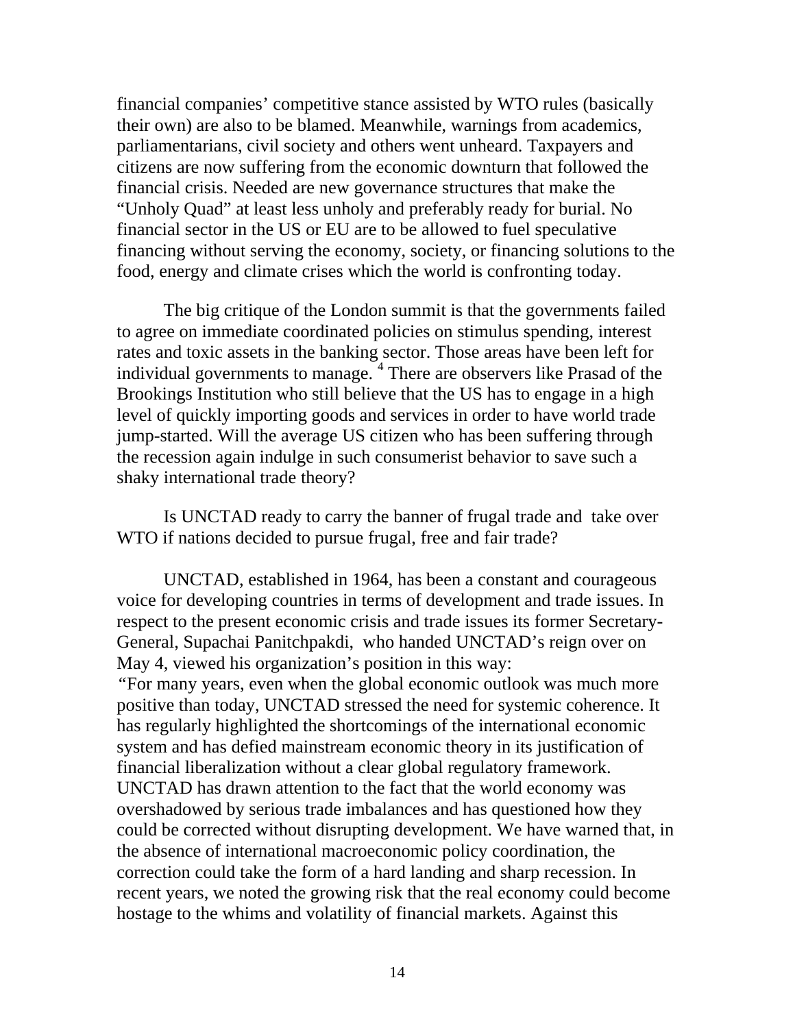financial companies' competitive stance assisted by WTO rules (basically their own) are also to be blamed. Meanwhile, warnings from academics, parliamentarians, civil society and others went unheard. Taxpayers and citizens are now suffering from the economic downturn that followed the financial crisis. Needed are new governance structures that make the "Unholy Quad" at least less unholy and preferably ready for burial. No financial sector in the US or EU are to be allowed to fuel speculative financing without serving the economy, society, or financing solutions to the food, energy and climate crises which the world is confronting today.

The big critique of the London summit is that the governments failed to agree on immediate coordinated policies on stimulus spending, interest rates and toxic assets in the banking sector. Those areas have been left for individual governments to manage. [4] There are observers like Prasad of the Brookings Institution who still believe that the US has to engage in a high level of quickly importing goods and services in order to have world trade jump-started. Will the average US citizen who has been suffering through the recession again indulge in such consumerist behavior to save such a shaky international trade theory?

Is UNCTAD ready to carry the banner of frugal trade and take over WTO if nations decided to pursue frugal, free and fair trade?

UNCTAD, established in 1964, has been a constant and courageous voice for developing countries in terms of development and trade issues. In respect to the present economic crisis and trade issues its former Secretary-General, Supachai Panitchpakdi, who handed UNCTAD's reign over on May 4, viewed his organization's position in this way:
"For many years, even when the global economic outlook was much more positive than today, UNCTAD stressed the need for systemic coherence. It has regularly highlighted the shortcomings of the international economic system and has defied mainstream economic theory in its justification of financial liberalization without a clear global regulatory framework. UNCTAD has drawn attention to the fact that the world economy was overshadowed by serious trade imbalances and has questioned how they could be corrected without disrupting development. We have warned that, in the absence of international macroeconomic policy coordination, the correction could take the form of a hard landing and sharp recession. In recent years, we noted the growing risk that the real economy could become hostage to the whims and volatility of financial markets. Against this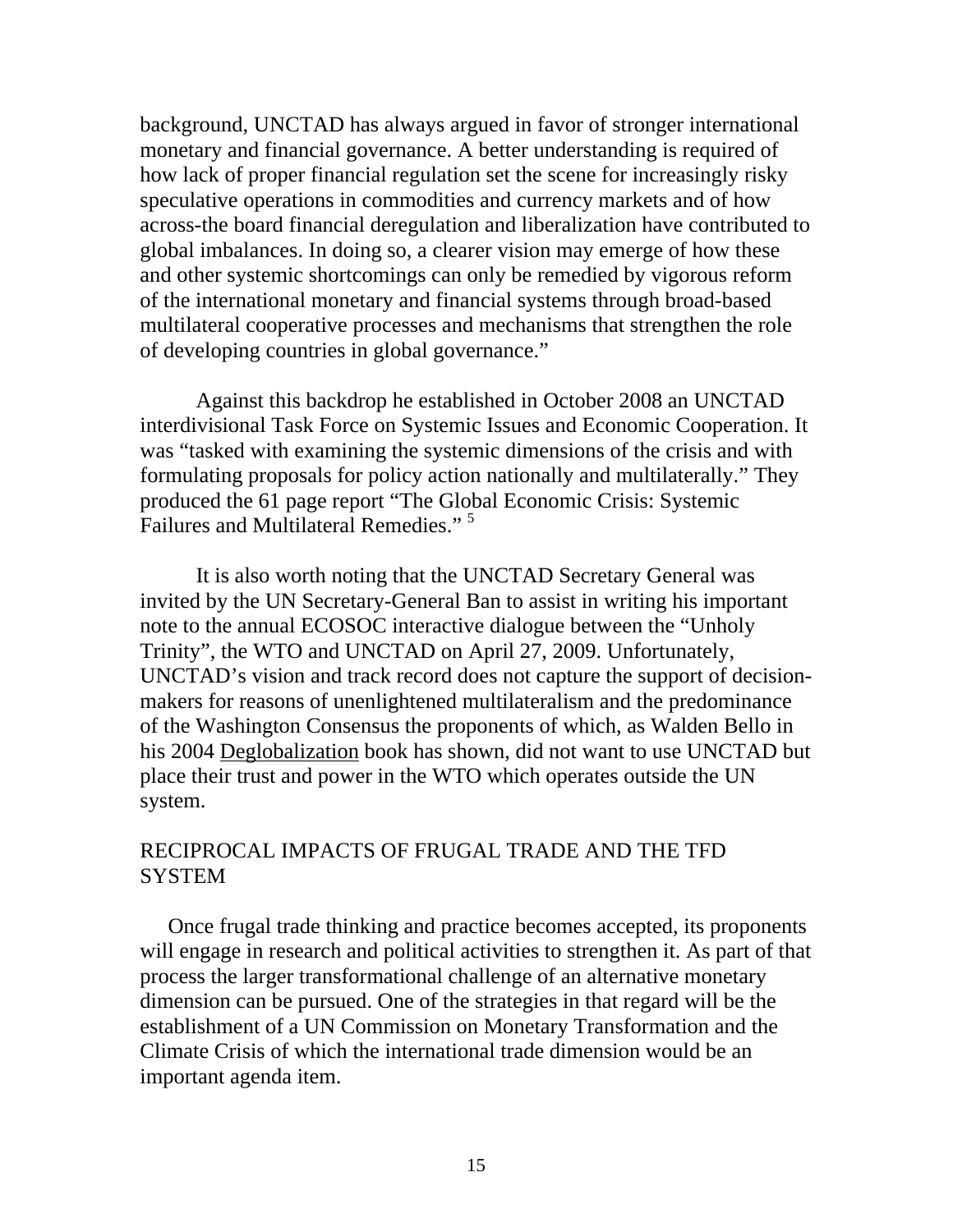background, UNCTAD has always argued in favor of stronger international monetary and financial governance. A better understanding is required of how lack of proper financial regulation set the scene for increasingly risky speculative operations in commodities and currency markets and of how across-the board financial deregulation and liberalization have contributed to global imbalances. In doing so, a clearer vision may emerge of how these and other systemic shortcomings can only be remedied by vigorous reform of the international monetary and financial systems through broad-based multilateral cooperative processes and mechanisms that strengthen the role of developing countries in global governance."

Against this backdrop he established in October 2008 an UNCTAD interdivisional Task Force on Systemic Issues and Economic Cooperation. It was "tasked with examining the systemic dimensions of the crisis and with formulating proposals for policy action nationally and multilaterally." They produced the 61 page report "The Global Economic Crisis: Systemic Failures and Multilateral Remedies." [5]

It is also worth noting that the UNCTAD Secretary General was invited by the UN Secretary-General Ban to assist in writing his important note to the annual ECOSOC interactive dialogue between the "Unholy Trinity", the WTO and UNCTAD on April 27, 2009. Unfortunately, UNCTAD's vision and track record does not capture the support of decision-makers for reasons of unenlightened multilateralism and the predominance of the Washington Consensus the proponents of which, as Walden Bello in his 2004 Deglobalization book has shown, did not want to use UNCTAD but place their trust and power in the WTO which operates outside the UN system.

## RECIPROCAL IMPACTS OF FRUGAL TRADE AND THE TFD SYSTEM

Once frugal trade thinking and practice becomes accepted, its proponents will engage in research and political activities to strengthen it. As part of that process the larger transformational challenge of an alternative monetary dimension can be pursued. One of the strategies in that regard will be the establishment of a UN Commission on Monetary Transformation and the Climate Crisis of which the international trade dimension would be an important agenda item.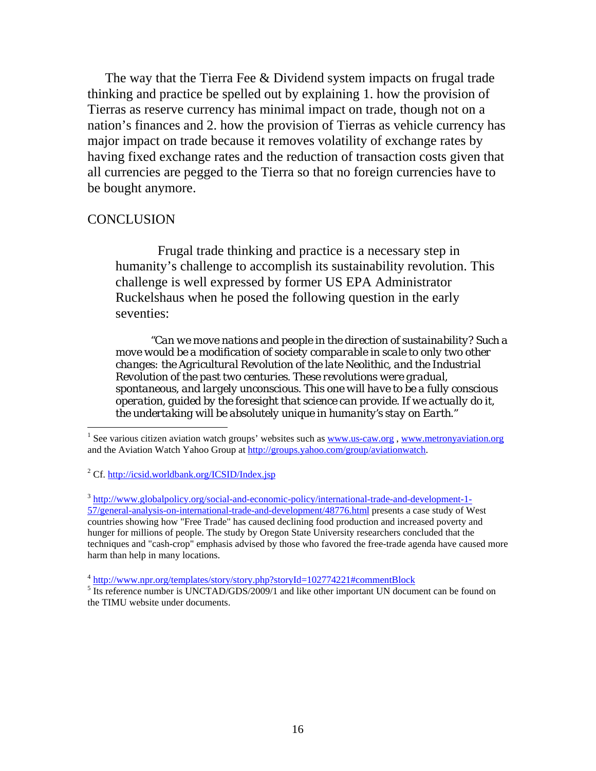The way that the Tierra Fee & Dividend system impacts on frugal trade thinking and practice be spelled out by explaining 1. how the provision of Tierras as reserve currency has minimal impact on trade, though not on a nation's finances and 2. how the provision of Tierras as vehicle currency has major impact on trade because it removes volatility of exchange rates by having fixed exchange rates and the reduction of transaction costs given that all currencies are pegged to the Tierra so that no foreign currencies have to be bought anymore.

## CONCLUSION

> Frugal trade thinking and practice is a necessary step in humanity's challenge to accomplish its sustainability revolution. This challenge is well expressed by former US EPA Administrator Ruckelshaus when he posed the following question in the early seventies:
>
> *"Can we move nations and people in the direction of sustainability? Such a move would be a modification of society comparable in scale to only two other changes: the Agricultural Revolution of the late Neolithic, and the Industrial Revolution of the past two centuries. These revolutions were gradual, spontaneous, and largely unconscious. This one will have to be a fully conscious operation, guided by the foresight that science can provide. If we actually do it, the undertaking will be absolutely unique in humanity's stay on Earth."*

---

[1] See various citizen aviation watch groups' websites such as www.us-caw.org , www.metronyaviation.org and the Aviation Watch Yahoo Group at http://groups.yahoo.com/group/aviationwatch.

[2] Cf. http://icsid.worldbank.org/ICSID/Index.jsp

[3] http://www.globalpolicy.org/social-and-economic-policy/international-trade-and-development-1-57/general-analysis-on-international-trade-and-development/48776.html presents a case study of West countries showing how "Free Trade" has caused declining food production and increased poverty and hunger for millions of people. The study by Oregon State University researchers concluded that the techniques and "cash-crop" emphasis advised by those who favored the free-trade agenda have caused more harm than help in many locations.

[4] http://www.npr.org/templates/story/story.php?storyId=102774221#commentBlock

[5] Its reference number is UNCTAD/GDS/2009/1 and like other important UN document can be found on the TIMU website under documents.